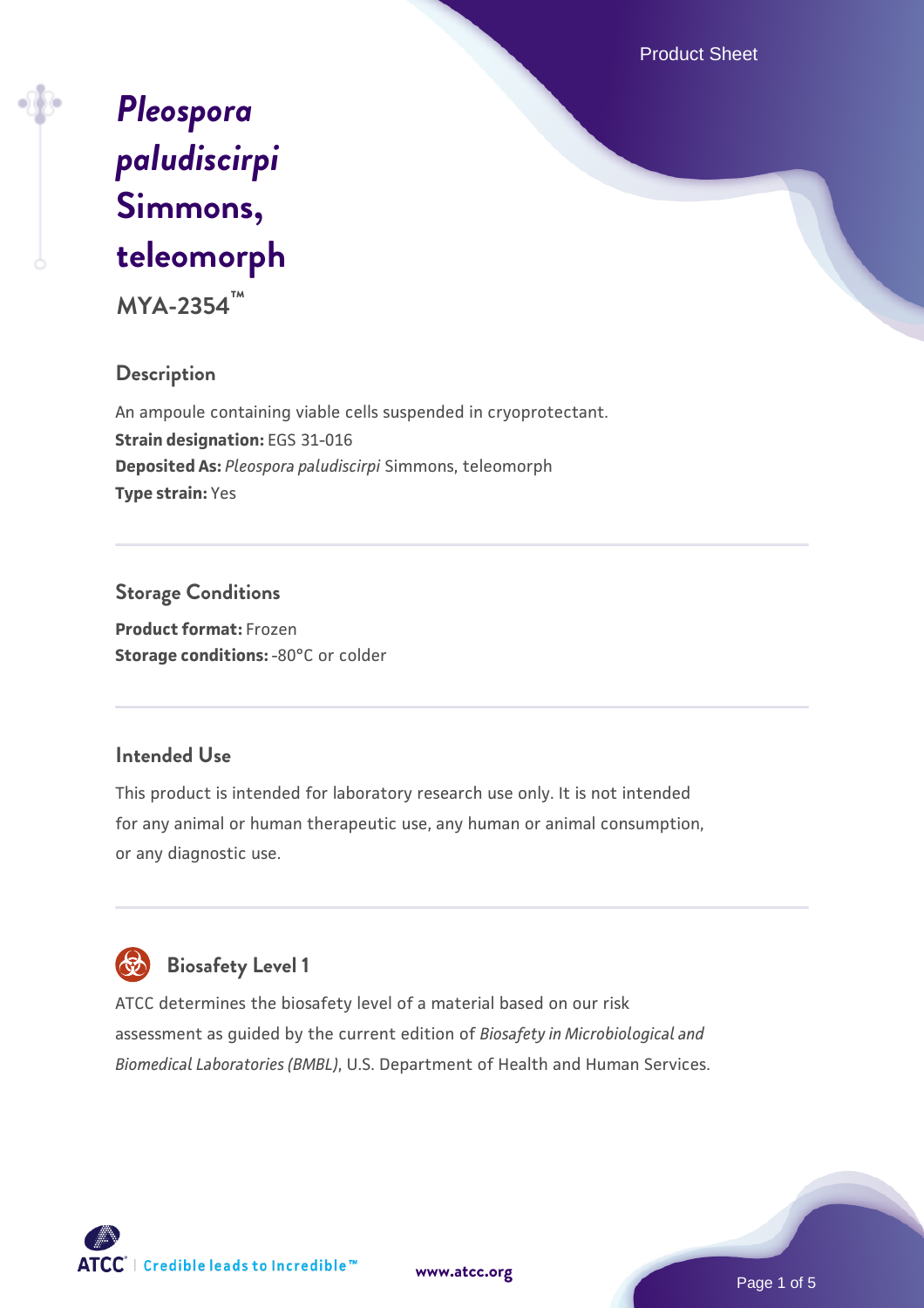# *Pleospora paludiscirpi* Simmons, teleomorph

**MYA-2354™**

## Description

An ampoule containing viable cells suspended in cryoprotectant.

**Strain designation:** EGS 31-016

**Deposited As:** *Pleospora paludiscirpi* Simmons, teleomorph

**Type strain:** Yes

## Storage Conditions

**Product format:** Frozen

**Storage conditions:** -80°C or colder

## Intended Use

This product is intended for laboratory research use only. It is not intended for any animal or human therapeutic use, any human or animal consumption, or any diagnostic use.

## Biosafety Level 1

ATCC determines the biosafety level of a material based on our risk assessment as guided by the current edition of *Biosafety in Microbiological and Biomedical Laboratories (BMBL)*, U.S. Department of Health and Human Services.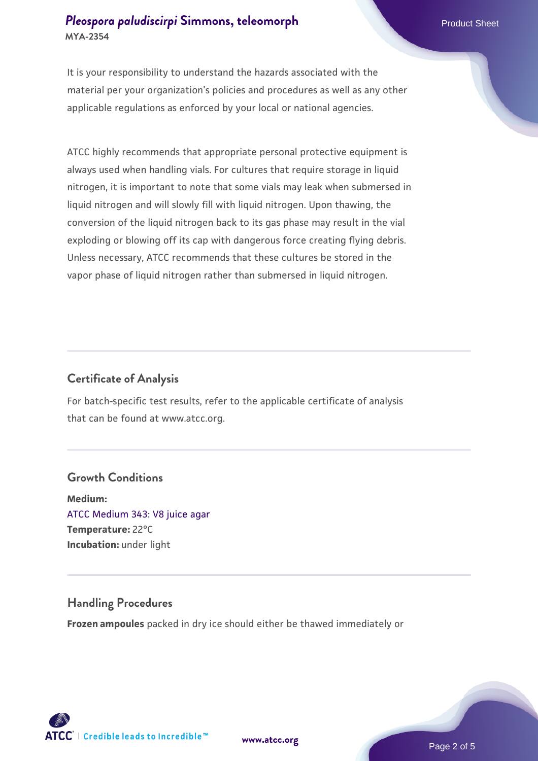It is your responsibility to understand the hazards associated with the material per your organization's policies and procedures as well as any other applicable regulations as enforced by your local or national agencies.

ATCC highly recommends that appropriate personal protective equipment is always used when handling vials. For cultures that require storage in liquid nitrogen, it is important to note that some vials may leak when submersed in liquid nitrogen and will slowly fill with liquid nitrogen. Upon thawing, the conversion of the liquid nitrogen back to its gas phase may result in the vial exploding or blowing off its cap with dangerous force creating flying debris. Unless necessary, ATCC recommends that these cultures be stored in the vapor phase of liquid nitrogen rather than submersed in liquid nitrogen.

## Certificate of Analysis

For batch-specific test results, refer to the applicable certificate of analysis that can be found at www.atcc.org.

## Growth Conditions

**Medium:**
ATCC Medium 343: V8 juice agar
**Temperature:** 22°C
**Incubation:** under light

## Handling Procedures

**Frozen ampoules** packed in dry ice should either be thawed immediately or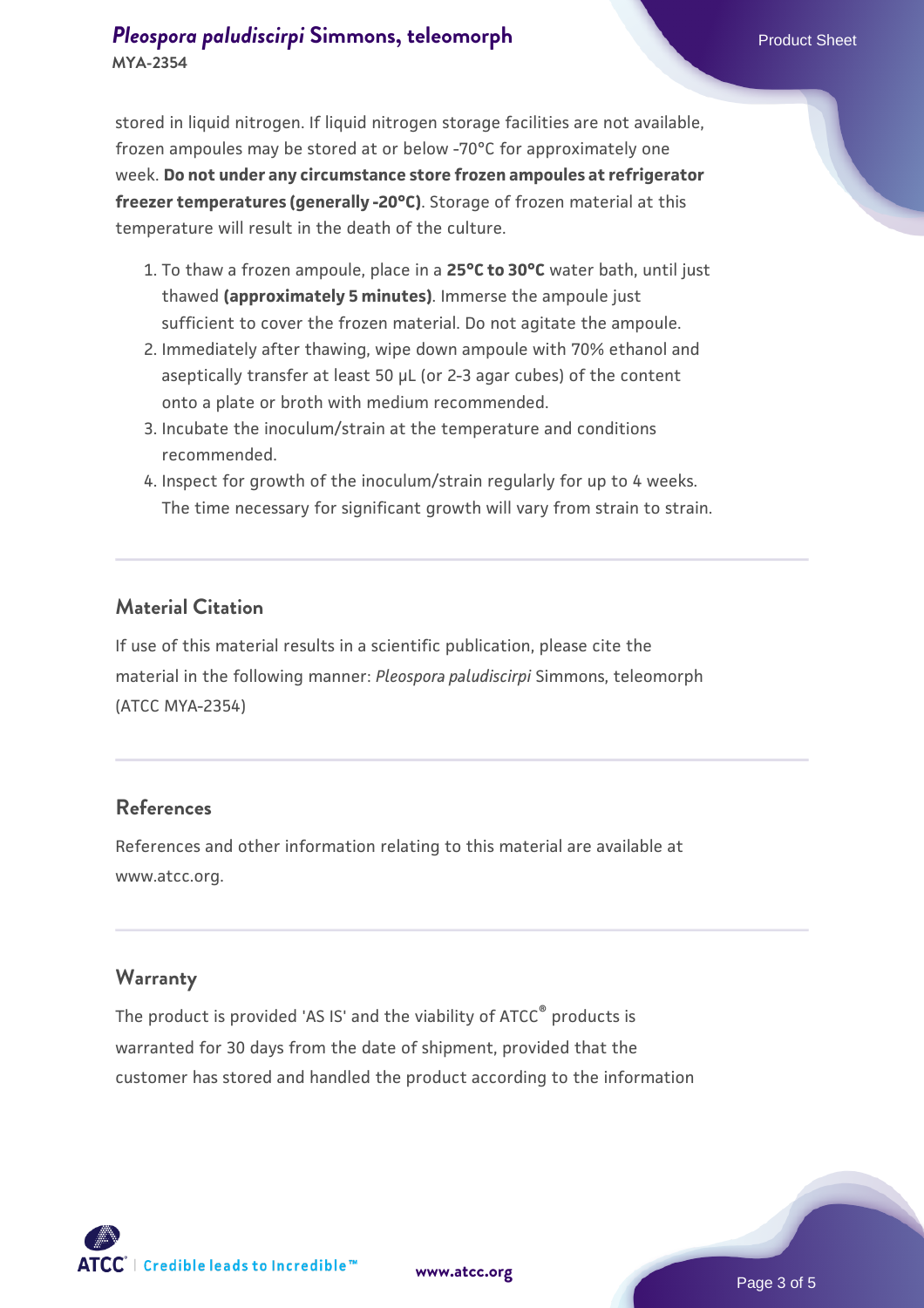stored in liquid nitrogen. If liquid nitrogen storage facilities are not available, frozen ampoules may be stored at or below -70°C for approximately one week. **Do not under any circumstance store frozen ampoules at refrigerator freezer temperatures (generally -20°C)**. Storage of frozen material at this temperature will result in the death of the culture.

1. To thaw a frozen ampoule, place in a **25°C to 30°C** water bath, until just thawed **(approximately 5 minutes)**. Immerse the ampoule just sufficient to cover the frozen material. Do not agitate the ampoule.
2. Immediately after thawing, wipe down ampoule with 70% ethanol and aseptically transfer at least 50 µL (or 2-3 agar cubes) of the content onto a plate or broth with medium recommended.
3. Incubate the inoculum/strain at the temperature and conditions recommended.
4. Inspect for growth of the inoculum/strain regularly for up to 4 weeks. The time necessary for significant growth will vary from strain to strain.

## Material Citation

If use of this material results in a scientific publication, please cite the material in the following manner: *Pleospora paludiscirpi* Simmons, teleomorph (ATCC MYA-2354)

## References

References and other information relating to this material are available at www.atcc.org.

## Warranty

The product is provided 'AS IS' and the viability of ATCC® products is warranted for 30 days from the date of shipment, provided that the customer has stored and handled the product according to the information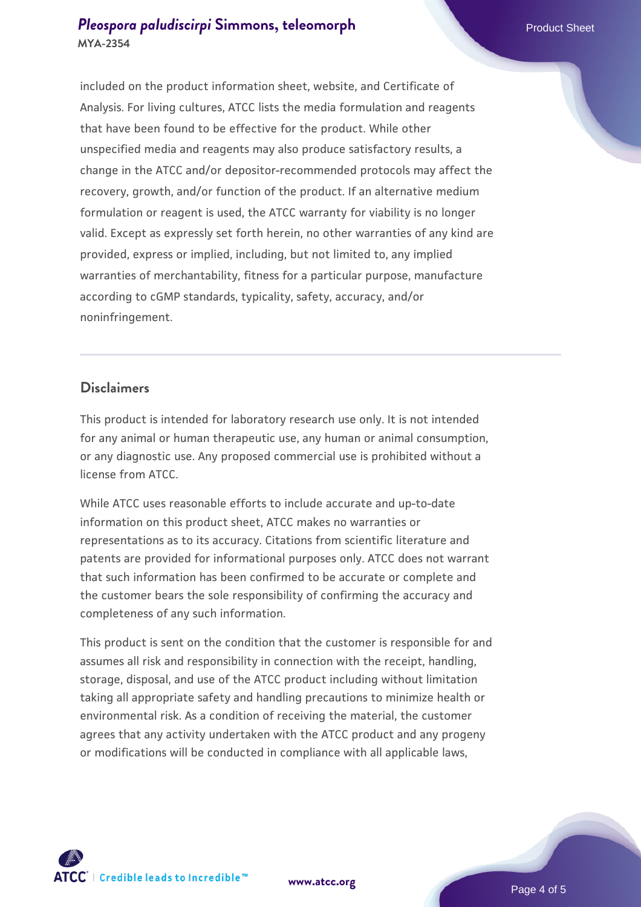included on the product information sheet, website, and Certificate of Analysis. For living cultures, ATCC lists the media formulation and reagents that have been found to be effective for the product. While other unspecified media and reagents may also produce satisfactory results, a change in the ATCC and/or depositor-recommended protocols may affect the recovery, growth, and/or function of the product. If an alternative medium formulation or reagent is used, the ATCC warranty for viability is no longer valid. Except as expressly set forth herein, no other warranties of any kind are provided, express or implied, including, but not limited to, any implied warranties of merchantability, fitness for a particular purpose, manufacture according to cGMP standards, typicality, safety, accuracy, and/or noninfringement.

## Disclaimers

This product is intended for laboratory research use only. It is not intended for any animal or human therapeutic use, any human or animal consumption, or any diagnostic use. Any proposed commercial use is prohibited without a license from ATCC.

While ATCC uses reasonable efforts to include accurate and up-to-date information on this product sheet, ATCC makes no warranties or representations as to its accuracy. Citations from scientific literature and patents are provided for informational purposes only. ATCC does not warrant that such information has been confirmed to be accurate or complete and the customer bears the sole responsibility of confirming the accuracy and completeness of any such information.

This product is sent on the condition that the customer is responsible for and assumes all risk and responsibility in connection with the receipt, handling, storage, disposal, and use of the ATCC product including without limitation taking all appropriate safety and handling precautions to minimize health or environmental risk. As a condition of receiving the material, the customer agrees that any activity undertaken with the ATCC product and any progeny or modifications will be conducted in compliance with all applicable laws,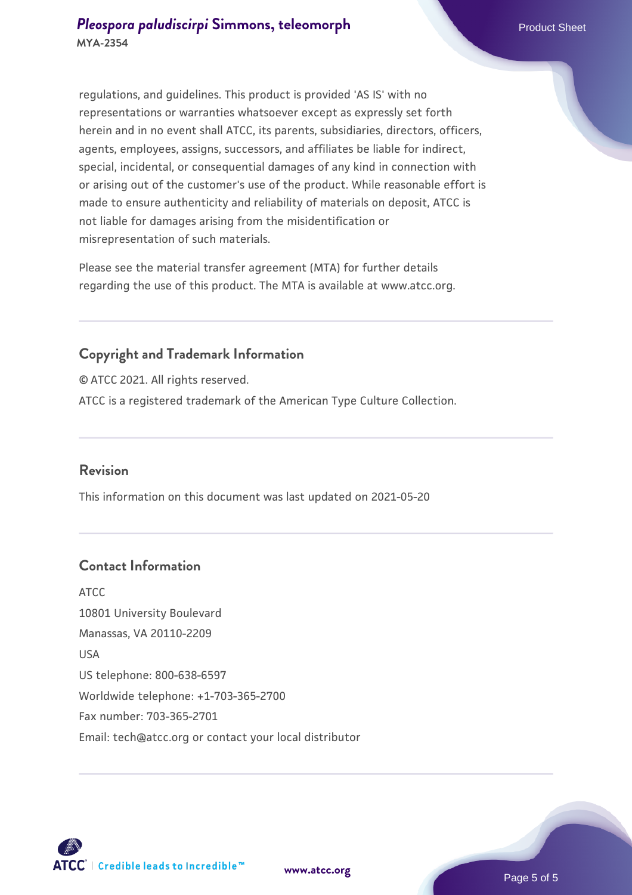regulations, and guidelines. This product is provided 'AS IS' with no representations or warranties whatsoever except as expressly set forth herein and in no event shall ATCC, its parents, subsidiaries, directors, officers, agents, employees, assigns, successors, and affiliates be liable for indirect, special, incidental, or consequential damages of any kind in connection with or arising out of the customer's use of the product. While reasonable effort is made to ensure authenticity and reliability of materials on deposit, ATCC is not liable for damages arising from the misidentification or misrepresentation of such materials.

Please see the material transfer agreement (MTA) for further details regarding the use of this product. The MTA is available at www.atcc.org.

## Copyright and Trademark Information

© ATCC 2021. All rights reserved.

ATCC is a registered trademark of the American Type Culture Collection.

## Revision

This information on this document was last updated on 2021-05-20

## Contact Information

ATCC
10801 University Boulevard
Manassas, VA 20110-2209
USA
US telephone: 800-638-6597
Worldwide telephone: +1-703-365-2700
Fax number: 703-365-2701
Email: tech@atcc.org or contact your local distributor